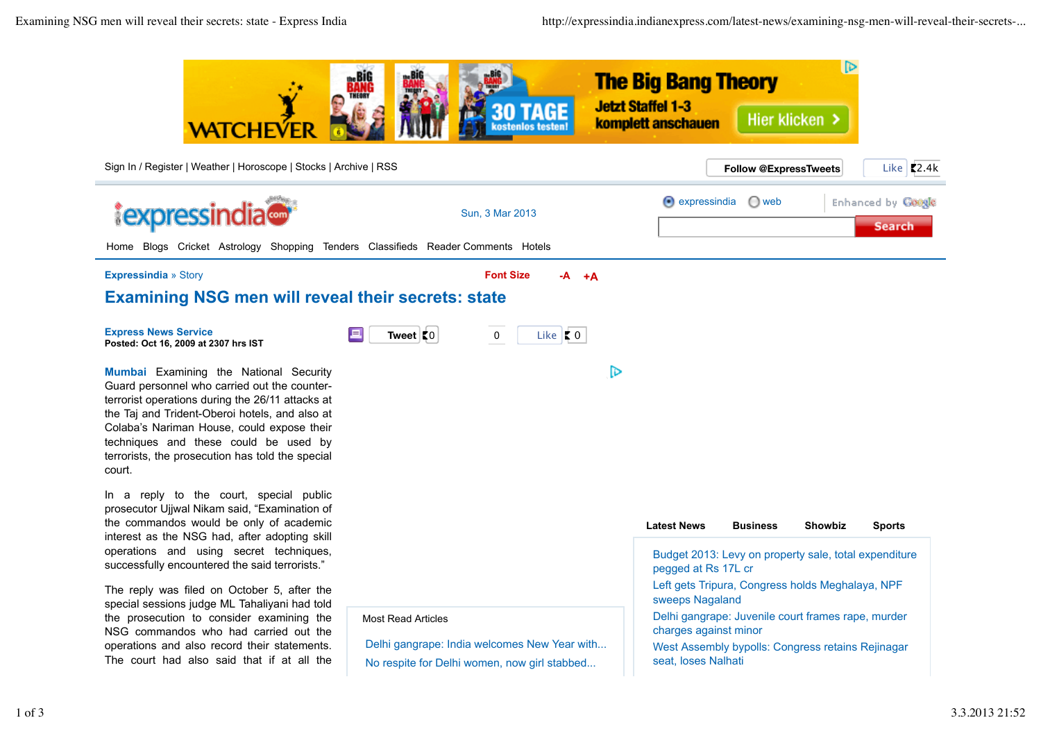Sign In / Register | Weather | Horoscope | Stocks | Archive | RSS

Follow @ExpressTweets | Like 2.4k

expressindia.com

Sun, 3 Mar 2013

expressindia | web | Enhanced by Google | Search

Home | Blogs | Cricket | Astrology | Shopping | Tenders | Classifieds | Reader Comments | Hotels

Expressindia » Story

Font Size -A +A

# Examining NSG men will reveal their secrets: state

**Express News Service**
**Posted: Oct 16, 2009 at 2307 hrs IST**

Tweet 0 | 0 | Like 0

**Mumbai** Examining the National Security Guard personnel who carried out the counter-terrorist operations during the 26/11 attacks at the Taj and Trident-Oberoi hotels, and also at Colaba's Nariman House, could expose their techniques and these could be used by terrorists, the prosecution has told the special court.

In a reply to the court, special public prosecutor Ujjwal Nikam said, "Examination of the commandos would be only of academic interest as the NSG had, after adopting skill operations and using secret techniques, successfully encountered the said terrorists."

The reply was filed on October 5, after the special sessions judge ML Tahaliyani had told the prosecution to consider examining the NSG commandos who had carried out the operations and also record their statements. The court had also said that if at all the

Most Read Articles

- Delhi gangrape: India welcomes New Year with...
- No respite for Delhi women, now girl stabbed...

Latest News | Business | Showbiz | Sports

- Budget 2013: Levy on property sale, total expenditure pegged at Rs 17L cr
- Left gets Tripura, Congress holds Meghalaya, NPF sweeps Nagaland
- Delhi gangrape: Juvenile court frames rape, murder charges against minor
- West Assembly bypolls: Congress retains Rejinagar seat, loses Nalhati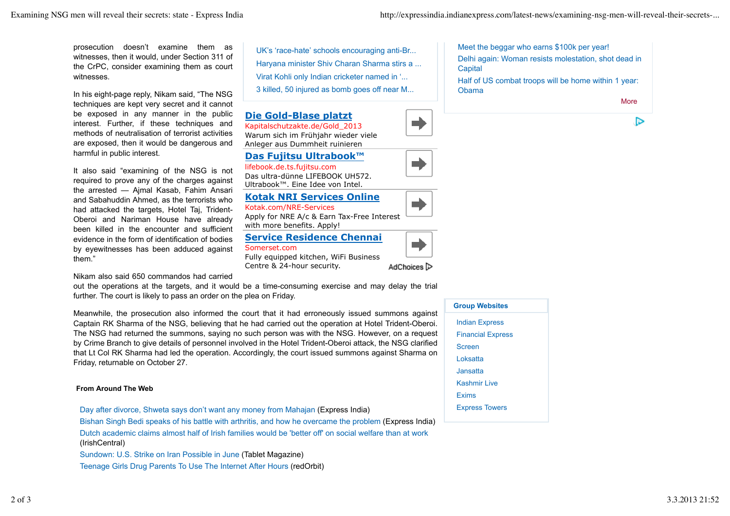prosecution doesn't examine them as witnesses, then it would, under Section 311 of the CrPC, consider examining them as court witnesses.

In his eight-page reply, Nikam said, "The NSG techniques are kept very secret and it cannot be exposed in any manner in the public interest. Further, if these techniques and methods of neutralisation of terrorist activities are exposed, then it would be dangerous and harmful in public interest.

It also said "examining of the NSG is not required to prove any of the charges against the arrested — Ajmal Kasab, Fahim Ansari and Sabahuddin Ahmed, as the terrorists who had attacked the targets, Hotel Taj, Trident-Oberoi and Nariman House have already been killed in the encounter and sufficient evidence in the form of identification of bodies by eyewitnesses has been adduced against them."

Nikam also said 650 commandos had carried out the operations at the targets, and it would be a time-consuming exercise and may delay the trial further. The court is likely to pass an order on the plea on Friday.

Meanwhile, the prosecution also informed the court that it had erroneously issued summons against Captain RK Sharma of the NSG, believing that he had carried out the operation at Hotel Trident-Oberoi. The NSG had returned the summons, saying no such person was with the NSG. However, on a request by Crime Branch to give details of personnel involved in the Hotel Trident-Oberoi attack, the NSG clarified that Lt Col RK Sharma had led the operation. Accordingly, the court issued summons against Sharma on Friday, returnable on October 27.

**From Around The Web**

- Day after divorce, Shweta says don't want any money from Mahajan (Express India)
- Bishan Singh Bedi speaks of his battle with arthritis, and how he overcame the problem (Express India)
- Dutch academic claims almost half of Irish families would be 'better off' on social welfare than at work (IrishCentral)
- Sundown: U.S. Strike on Iran Possible in June (Tablet Magazine)
- Teenage Girls Drug Parents To Use The Internet After Hours (redOrbit)

- UK's 'race-hate' schools encouraging anti-Br...
- Haryana minister Shiv Charan Sharma stirs a ...
- Virat Kohli only Indian cricketer named in '...
- 3 killed, 50 injured as bomb goes off near M...

**Die Gold-Blase platzt**
Kapitalschutzakte.de/Gold_2013
Warum sich im Frühjahr wieder viele Anleger aus Dummheit ruinieren

**Das Fujitsu Ultrabook™**
lifebook.de.ts.fujitsu.com
Das ultra-dünne LIFEBOOK UH572. Ultrabook™. Eine Idee von Intel.

**Kotak NRI Services Online**
Kotak.com/NRE-Services
Apply for NRE A/c & Earn Tax-Free Interest with more benefits. Apply!

**Service Residence Chennai**
Somerset.com
Fully equipped kitchen, WiFi Business Centre & 24-hour security.

AdChoices

- Meet the beggar who earns $100k per year!
- Delhi again: Woman resists molestation, shot dead in Capital
- Half of US combat troops will be home within 1 year: Obama

More

**Group Websites**

- Indian Express
- Financial Express
- Screen
- Loksatta
- Jansatta
- Kashmir Live
- Exims
- Express Towers